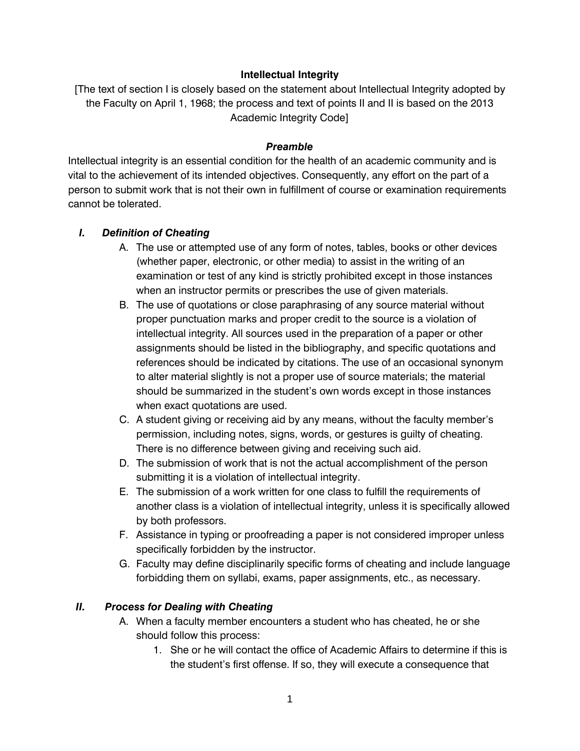# Intellectual Integrity

[The text of section I is closely based on the statement about Intellectual Integrity adopted by the Faculty on April 1, 1968; the process and text of points II and II is based on the 2013 Academic Integrity Code]

## *Preamble*

Intellectual integrity is an essential condition for the health of an academic community and is vital to the achievement of its intended objectives. Consequently, any effort on the part of a person to submit work that is not their own in fulfillment of course or examination requirements cannot be tolerated.

## *I. Definition of Cheating*

A. The use or attempted use of any form of notes, tables, books or other devices (whether paper, electronic, or other media) to assist in the writing of an examination or test of any kind is strictly prohibited except in those instances when an instructor permits or prescribes the use of given materials.

B. The use of quotations or close paraphrasing of any source material without proper punctuation marks and proper credit to the source is a violation of intellectual integrity. All sources used in the preparation of a paper or other assignments should be listed in the bibliography, and specific quotations and references should be indicated by citations. The use of an occasional synonym to alter material slightly is not a proper use of source materials; the material should be summarized in the student's own words except in those instances when exact quotations are used.

C. A student giving or receiving aid by any means, without the faculty member's permission, including notes, signs, words, or gestures is guilty of cheating. There is no difference between giving and receiving such aid.

D. The submission of work that is not the actual accomplishment of the person submitting it is a violation of intellectual integrity.

E. The submission of a work written for one class to fulfill the requirements of another class is a violation of intellectual integrity, unless it is specifically allowed by both professors.

F. Assistance in typing or proofreading a paper is not considered improper unless specifically forbidden by the instructor.

G. Faculty may define disciplinarily specific forms of cheating and include language forbidding them on syllabi, exams, paper assignments, etc., as necessary.

## *II. Process for Dealing with Cheating*

A. When a faculty member encounters a student who has cheated, he or she should follow this process:

1. She or he will contact the office of Academic Affairs to determine if this is the student's first offense. If so, they will execute a consequence that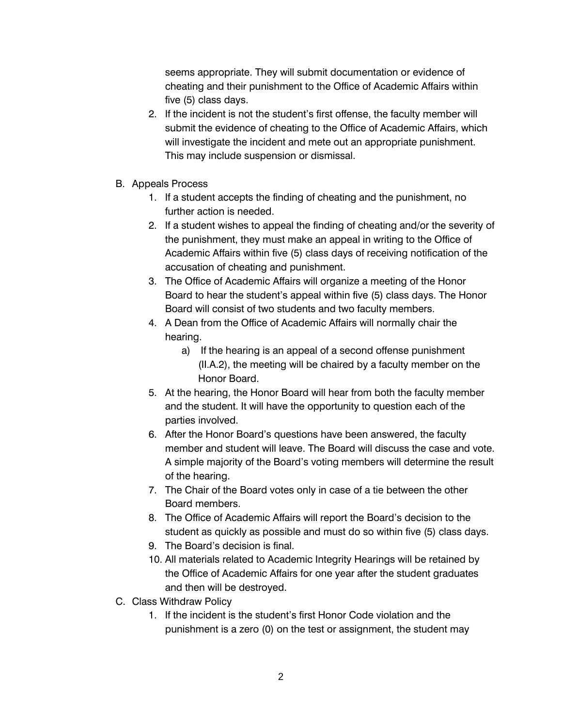seems appropriate. They will submit documentation or evidence of cheating and their punishment to the Office of Academic Affairs within five (5) class days.

2. If the incident is not the student's first offense, the faculty member will submit the evidence of cheating to the Office of Academic Affairs, which will investigate the incident and mete out an appropriate punishment. This may include suspension or dismissal.

B. Appeals Process

1. If a student accepts the finding of cheating and the punishment, no further action is needed.
2. If a student wishes to appeal the finding of cheating and/or the severity of the punishment, they must make an appeal in writing to the Office of Academic Affairs within five (5) class days of receiving notification of the accusation of cheating and punishment.
3. The Office of Academic Affairs will organize a meeting of the Honor Board to hear the student's appeal within five (5) class days. The Honor Board will consist of two students and two faculty members.
4. A Dean from the Office of Academic Affairs will normally chair the hearing.
    a) If the hearing is an appeal of a second offense punishment (II.A.2), the meeting will be chaired by a faculty member on the Honor Board.
5. At the hearing, the Honor Board will hear from both the faculty member and the student. It will have the opportunity to question each of the parties involved.
6. After the Honor Board's questions have been answered, the faculty member and student will leave. The Board will discuss the case and vote. A simple majority of the Board's voting members will determine the result of the hearing.
7. The Chair of the Board votes only in case of a tie between the other Board members.
8. The Office of Academic Affairs will report the Board's decision to the student as quickly as possible and must do so within five (5) class days.
9. The Board's decision is final.
10. All materials related to Academic Integrity Hearings will be retained by the Office of Academic Affairs for one year after the student graduates and then will be destroyed.

C. Class Withdraw Policy

1. If the incident is the student's first Honor Code violation and the punishment is a zero (0) on the test or assignment, the student may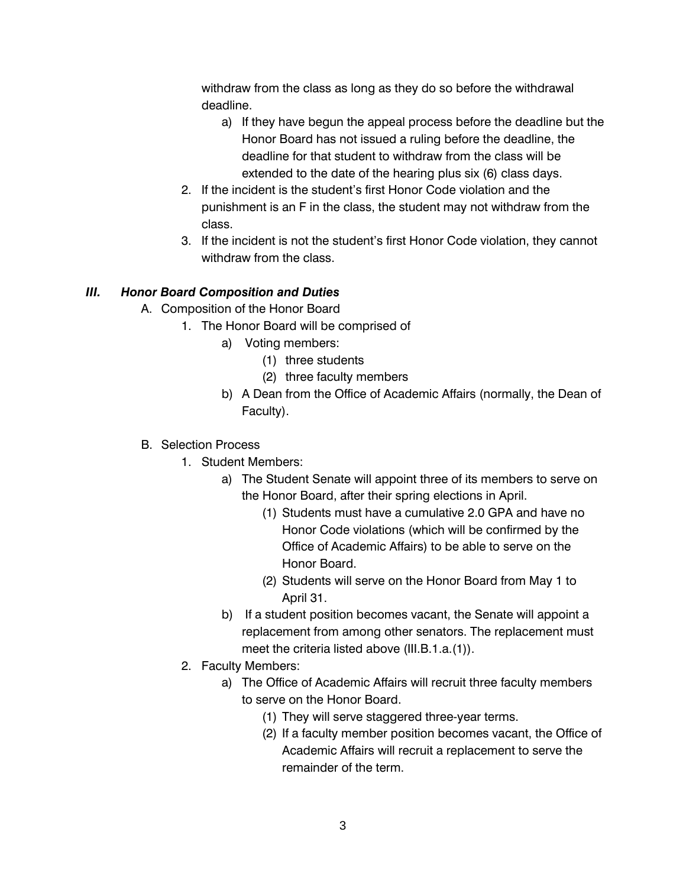withdraw from the class as long as they do so before the withdrawal deadline.

   a) If they have begun the appeal process before the deadline but the Honor Board has not issued a ruling before the deadline, the deadline for that student to withdraw from the class will be extended to the date of the hearing plus six (6) class days.

2. If the incident is the student's first Honor Code violation and the punishment is an F in the class, the student may not withdraw from the class.
3. If the incident is not the student's first Honor Code violation, they cannot withdraw from the class.

## *III. Honor Board Composition and Duties*

A. Composition of the Honor Board

1. The Honor Board will be comprised of
   - a) Voting members:
     - (1) three students
     - (2) three faculty members
   - b) A Dean from the Office of Academic Affairs (normally, the Dean of Faculty).

B. Selection Process

1. Student Members:
   - a) The Student Senate will appoint three of its members to serve on the Honor Board, after their spring elections in April.
     - (1) Students must have a cumulative 2.0 GPA and have no Honor Code violations (which will be confirmed by the Office of Academic Affairs) to be able to serve on the Honor Board.
     - (2) Students will serve on the Honor Board from May 1 to April 31.
   - b) If a student position becomes vacant, the Senate will appoint a replacement from among other senators. The replacement must meet the criteria listed above (III.B.1.a.(1)).
2. Faculty Members:
   - a) The Office of Academic Affairs will recruit three faculty members to serve on the Honor Board.
     - (1) They will serve staggered three-year terms.
     - (2) If a faculty member position becomes vacant, the Office of Academic Affairs will recruit a replacement to serve the remainder of the term.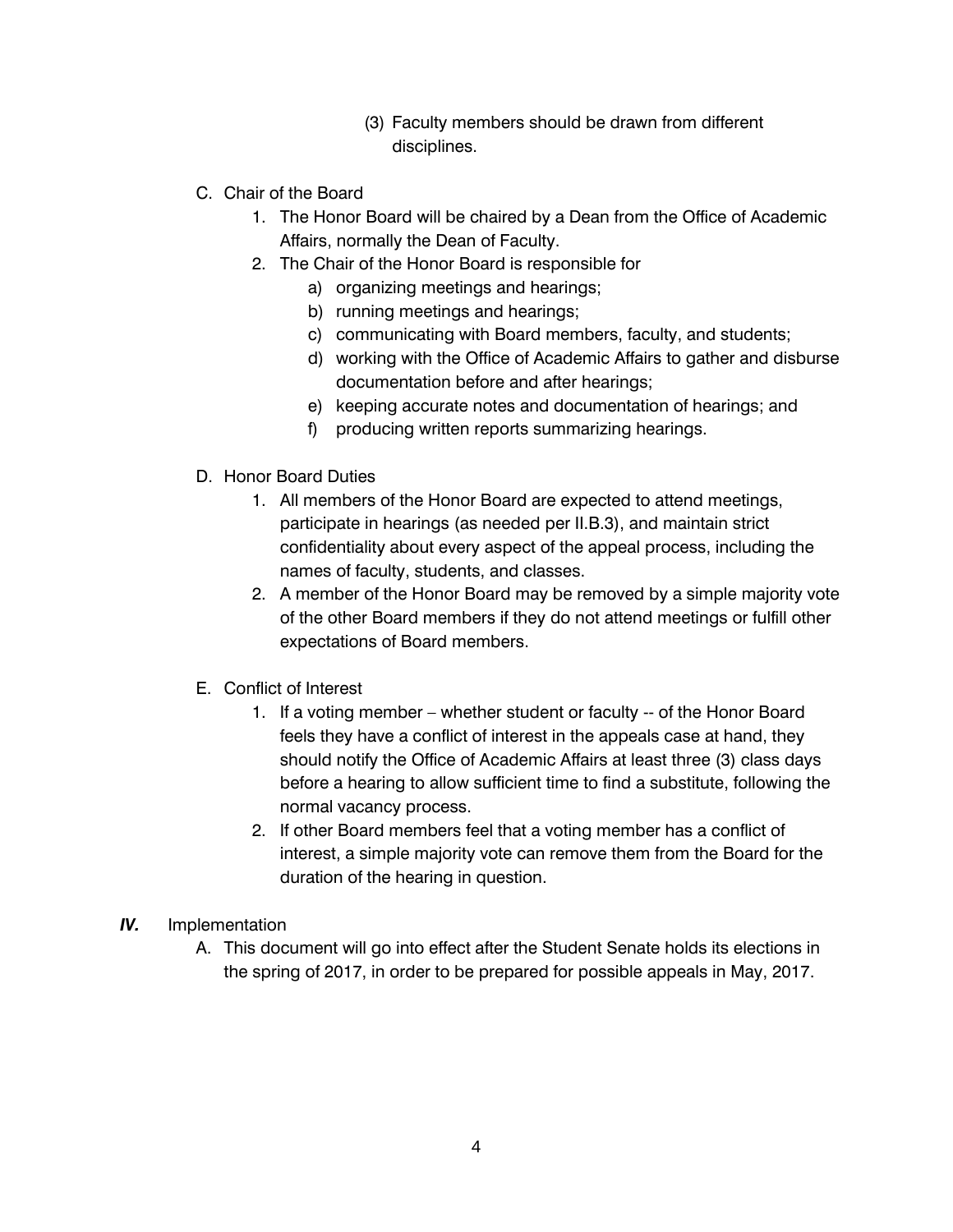(3) Faculty members should be drawn from different disciplines.

C. Chair of the Board

1. The Honor Board will be chaired by a Dean from the Office of Academic Affairs, normally the Dean of Faculty.
2. The Chair of the Honor Board is responsible for
   a) organizing meetings and hearings;
   b) running meetings and hearings;
   c) communicating with Board members, faculty, and students;
   d) working with the Office of Academic Affairs to gather and disburse documentation before and after hearings;
   e) keeping accurate notes and documentation of hearings; and
   f) producing written reports summarizing hearings.

D. Honor Board Duties

1. All members of the Honor Board are expected to attend meetings, participate in hearings (as needed per II.B.3), and maintain strict confidentiality about every aspect of the appeal process, including the names of faculty, students, and classes.
2. A member of the Honor Board may be removed by a simple majority vote of the other Board members if they do not attend meetings or fulfill other expectations of Board members.

E. Conflict of Interest

1. If a voting member – whether student or faculty -- of the Honor Board feels they have a conflict of interest in the appeals case at hand, they should notify the Office of Academic Affairs at least three (3) class days before a hearing to allow sufficient time to find a substitute, following the normal vacancy process.
2. If other Board members feel that a voting member has a conflict of interest, a simple majority vote can remove them from the Board for the duration of the hearing in question.

***IV.*** Implementation

A. This document will go into effect after the Student Senate holds its elections in the spring of 2017, in order to be prepared for possible appeals in May, 2017.